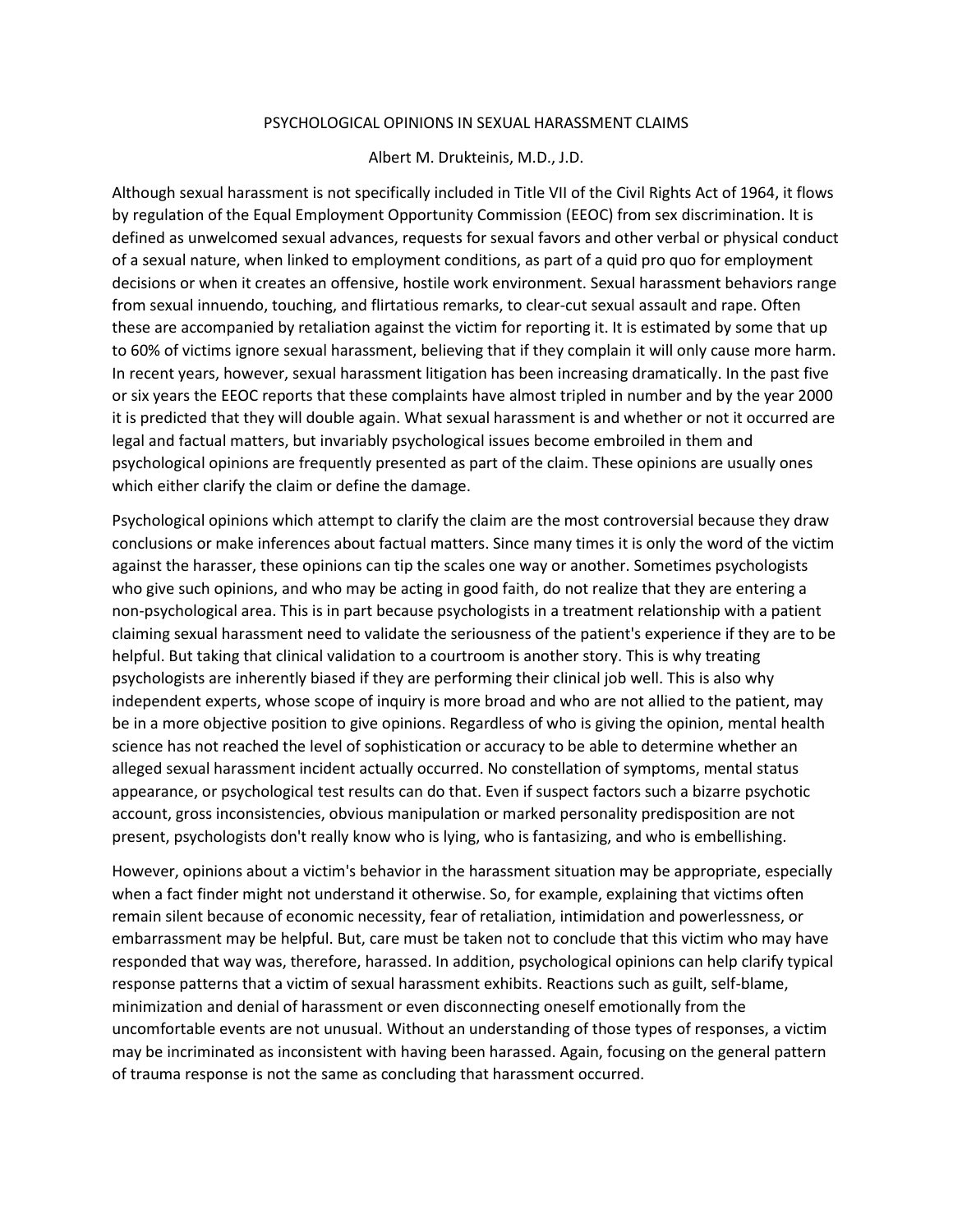# PSYCHOLOGICAL OPINIONS IN SEXUAL HARASSMENT CLAIMS

Albert M. Drukteinis, M.D., J.D.

Although sexual harassment is not specifically included in Title VII of the Civil Rights Act of 1964, it flows by regulation of the Equal Employment Opportunity Commission (EEOC) from sex discrimination. It is defined as unwelcomed sexual advances, requests for sexual favors and other verbal or physical conduct of a sexual nature, when linked to employment conditions, as part of a quid pro quo for employment decisions or when it creates an offensive, hostile work environment. Sexual harassment behaviors range from sexual innuendo, touching, and flirtatious remarks, to clear-cut sexual assault and rape. Often these are accompanied by retaliation against the victim for reporting it. It is estimated by some that up to 60% of victims ignore sexual harassment, believing that if they complain it will only cause more harm. In recent years, however, sexual harassment litigation has been increasing dramatically. In the past five or six years the EEOC reports that these complaints have almost tripled in number and by the year 2000 it is predicted that they will double again. What sexual harassment is and whether or not it occurred are legal and factual matters, but invariably psychological issues become embroiled in them and psychological opinions are frequently presented as part of the claim. These opinions are usually ones which either clarify the claim or define the damage.

Psychological opinions which attempt to clarify the claim are the most controversial because they draw conclusions or make inferences about factual matters. Since many times it is only the word of the victim against the harasser, these opinions can tip the scales one way or another. Sometimes psychologists who give such opinions, and who may be acting in good faith, do not realize that they are entering a non-psychological area. This is in part because psychologists in a treatment relationship with a patient claiming sexual harassment need to validate the seriousness of the patient's experience if they are to be helpful. But taking that clinical validation to a courtroom is another story. This is why treating psychologists are inherently biased if they are performing their clinical job well. This is also why independent experts, whose scope of inquiry is more broad and who are not allied to the patient, may be in a more objective position to give opinions. Regardless of who is giving the opinion, mental health science has not reached the level of sophistication or accuracy to be able to determine whether an alleged sexual harassment incident actually occurred. No constellation of symptoms, mental status appearance, or psychological test results can do that. Even if suspect factors such a bizarre psychotic account, gross inconsistencies, obvious manipulation or marked personality predisposition are not present, psychologists don't really know who is lying, who is fantasizing, and who is embellishing.

However, opinions about a victim's behavior in the harassment situation may be appropriate, especially when a fact finder might not understand it otherwise. So, for example, explaining that victims often remain silent because of economic necessity, fear of retaliation, intimidation and powerlessness, or embarrassment may be helpful. But, care must be taken not to conclude that this victim who may have responded that way was, therefore, harassed. In addition, psychological opinions can help clarify typical response patterns that a victim of sexual harassment exhibits. Reactions such as guilt, self-blame, minimization and denial of harassment or even disconnecting oneself emotionally from the uncomfortable events are not unusual. Without an understanding of those types of responses, a victim may be incriminated as inconsistent with having been harassed. Again, focusing on the general pattern of trauma response is not the same as concluding that harassment occurred.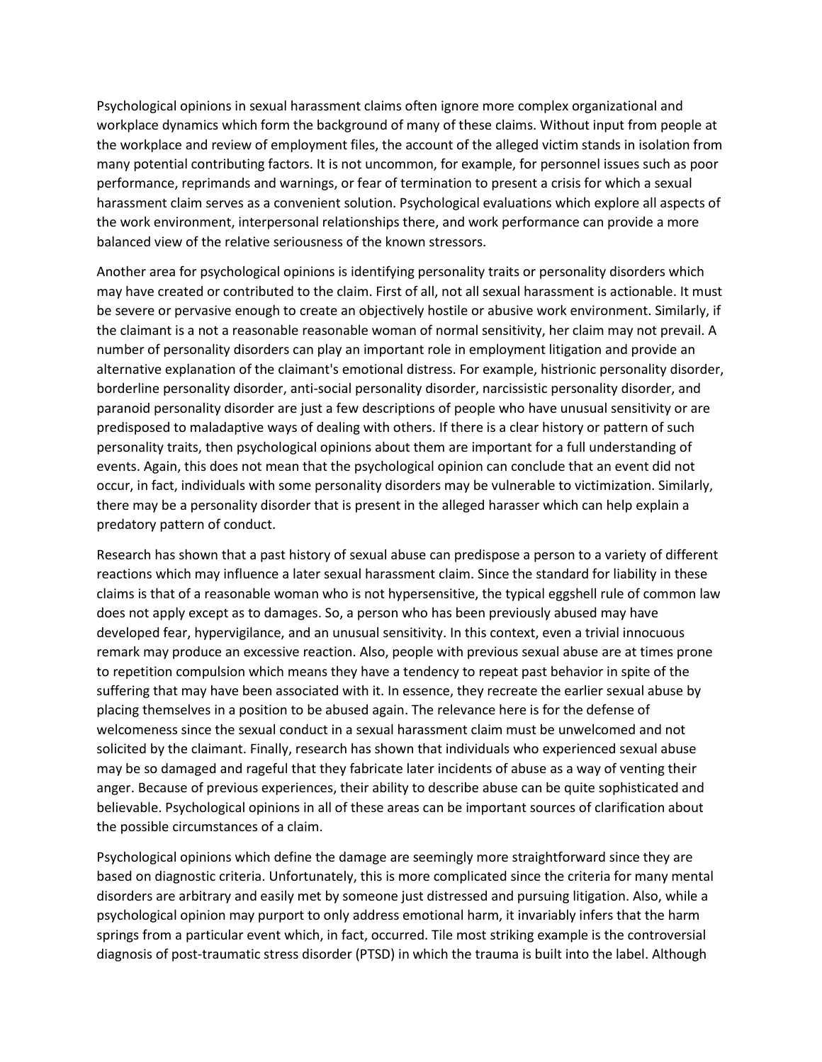Psychological opinions in sexual harassment claims often ignore more complex organizational and workplace dynamics which form the background of many of these claims. Without input from people at the workplace and review of employment files, the account of the alleged victim stands in isolation from many potential contributing factors. It is not uncommon, for example, for personnel issues such as poor performance, reprimands and warnings, or fear of termination to present a crisis for which a sexual harassment claim serves as a convenient solution. Psychological evaluations which explore all aspects of the work environment, interpersonal relationships there, and work performance can provide a more balanced view of the relative seriousness of the known stressors.

Another area for psychological opinions is identifying personality traits or personality disorders which may have created or contributed to the claim. First of all, not all sexual harassment is actionable. It must be severe or pervasive enough to create an objectively hostile or abusive work environment. Similarly, if the claimant is a not a reasonable reasonable woman of normal sensitivity, her claim may not prevail. A number of personality disorders can play an important role in employment litigation and provide an alternative explanation of the claimant's emotional distress. For example, histrionic personality disorder, borderline personality disorder, anti-social personality disorder, narcissistic personality disorder, and paranoid personality disorder are just a few descriptions of people who have unusual sensitivity or are predisposed to maladaptive ways of dealing with others. If there is a clear history or pattern of such personality traits, then psychological opinions about them are important for a full understanding of events. Again, this does not mean that the psychological opinion can conclude that an event did not occur, in fact, individuals with some personality disorders may be vulnerable to victimization. Similarly, there may be a personality disorder that is present in the alleged harasser which can help explain a predatory pattern of conduct.

Research has shown that a past history of sexual abuse can predispose a person to a variety of different reactions which may influence a later sexual harassment claim. Since the standard for liability in these claims is that of a reasonable woman who is not hypersensitive, the typical eggshell rule of common law does not apply except as to damages. So, a person who has been previously abused may have developed fear, hypervigilance, and an unusual sensitivity. In this context, even a trivial innocuous remark may produce an excessive reaction. Also, people with previous sexual abuse are at times prone to repetition compulsion which means they have a tendency to repeat past behavior in spite of the suffering that may have been associated with it. In essence, they recreate the earlier sexual abuse by placing themselves in a position to be abused again. The relevance here is for the defense of welcomeness since the sexual conduct in a sexual harassment claim must be unwelcomed and not solicited by the claimant. Finally, research has shown that individuals who experienced sexual abuse may be so damaged and rageful that they fabricate later incidents of abuse as a way of venting their anger. Because of previous experiences, their ability to describe abuse can be quite sophisticated and believable. Psychological opinions in all of these areas can be important sources of clarification about the possible circumstances of a claim.

Psychological opinions which define the damage are seemingly more straightforward since they are based on diagnostic criteria. Unfortunately, this is more complicated since the criteria for many mental disorders are arbitrary and easily met by someone just distressed and pursuing litigation. Also, while a psychological opinion may purport to only address emotional harm, it invariably infers that the harm springs from a particular event which, in fact, occurred. Tile most striking example is the controversial diagnosis of post-traumatic stress disorder (PTSD) in which the trauma is built into the label. Although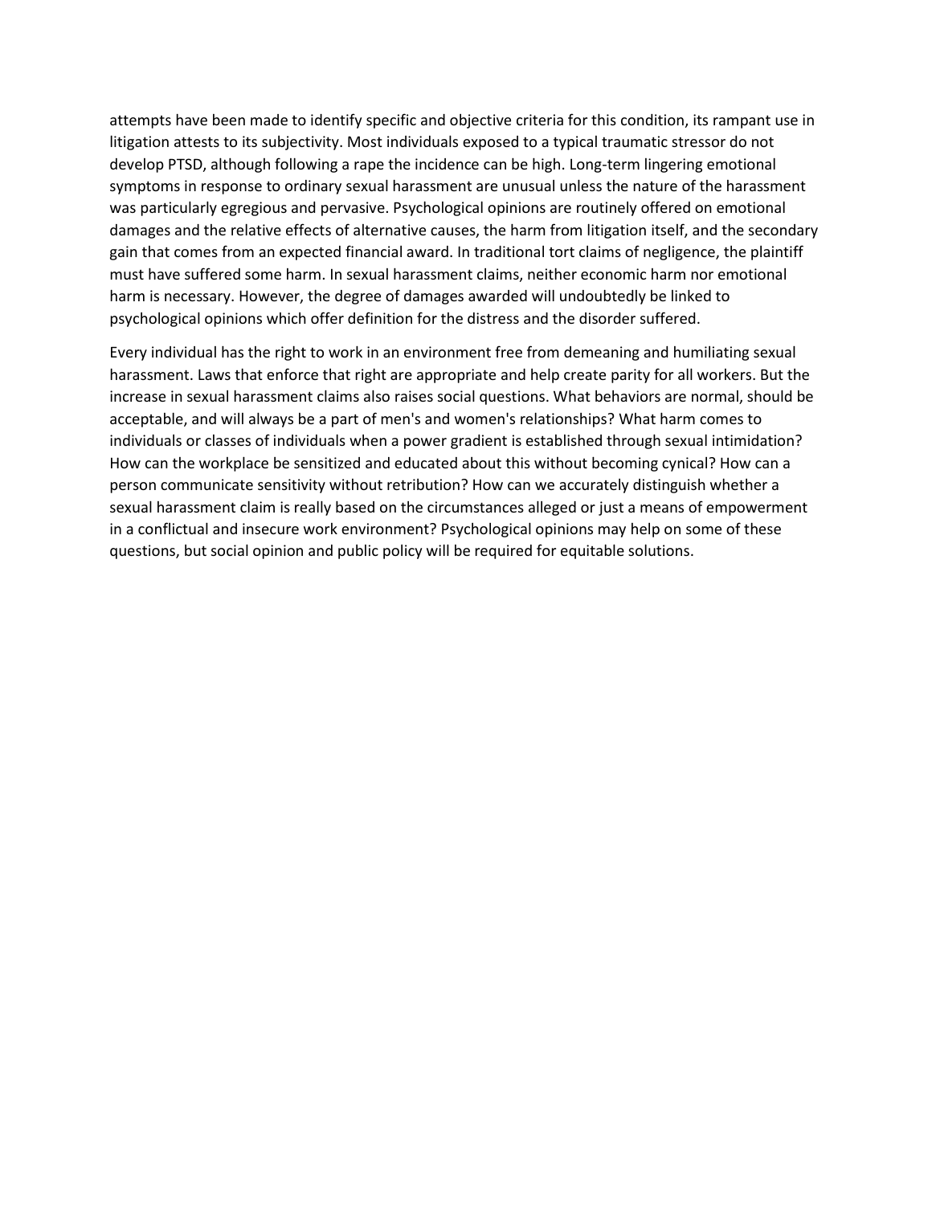attempts have been made to identify specific and objective criteria for this condition, its rampant use in litigation attests to its subjectivity. Most individuals exposed to a typical traumatic stressor do not develop PTSD, although following a rape the incidence can be high. Long-term lingering emotional symptoms in response to ordinary sexual harassment are unusual unless the nature of the harassment was particularly egregious and pervasive. Psychological opinions are routinely offered on emotional damages and the relative effects of alternative causes, the harm from litigation itself, and the secondary gain that comes from an expected financial award. In traditional tort claims of negligence, the plaintiff must have suffered some harm. In sexual harassment claims, neither economic harm nor emotional harm is necessary. However, the degree of damages awarded will undoubtedly be linked to psychological opinions which offer definition for the distress and the disorder suffered.

Every individual has the right to work in an environment free from demeaning and humiliating sexual harassment. Laws that enforce that right are appropriate and help create parity for all workers. But the increase in sexual harassment claims also raises social questions. What behaviors are normal, should be acceptable, and will always be a part of men's and women's relationships? What harm comes to individuals or classes of individuals when a power gradient is established through sexual intimidation? How can the workplace be sensitized and educated about this without becoming cynical? How can a person communicate sensitivity without retribution? How can we accurately distinguish whether a sexual harassment claim is really based on the circumstances alleged or just a means of empowerment in a conflictual and insecure work environment? Psychological opinions may help on some of these questions, but social opinion and public policy will be required for equitable solutions.